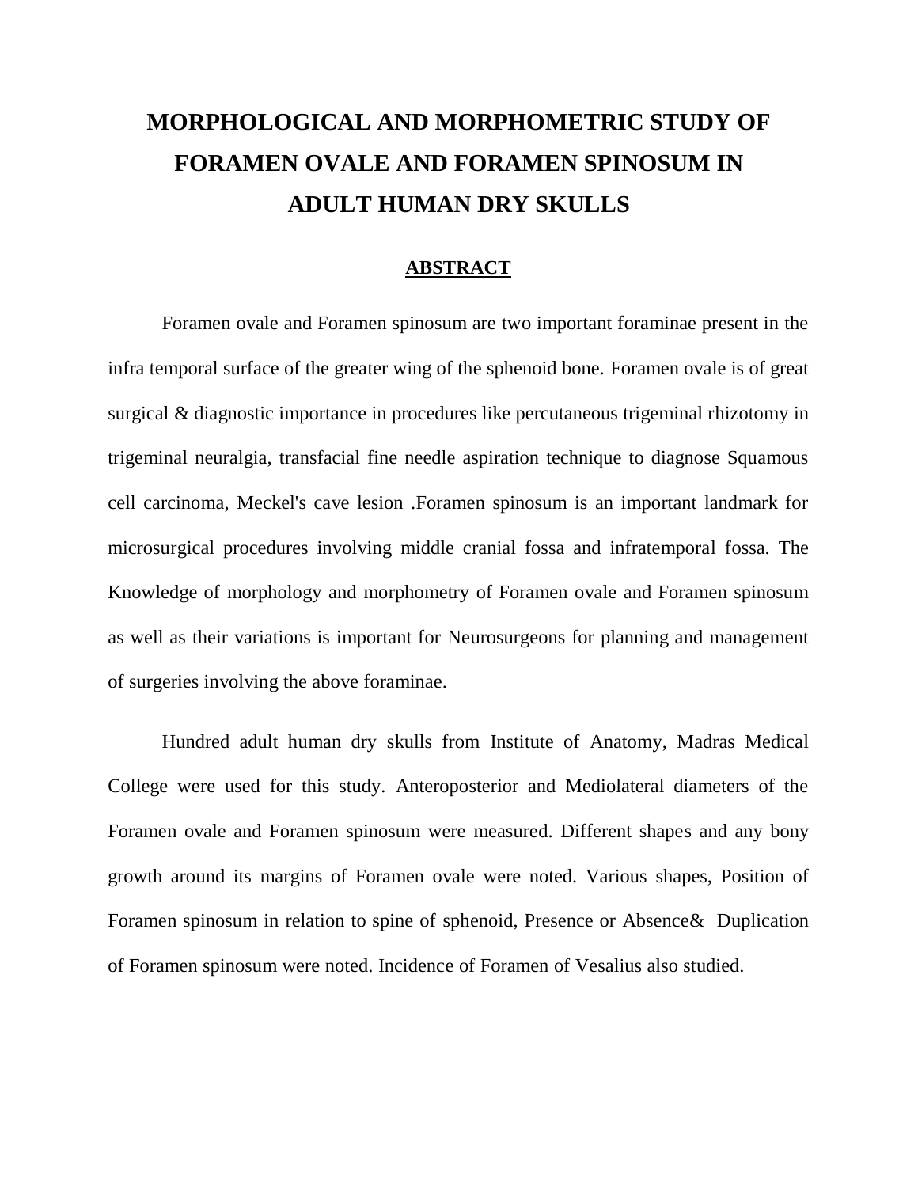# MORPHOLOGICAL AND MORPHOMETRIC STUDY OF FORAMEN OVALE AND FORAMEN SPINOSUM IN ADULT HUMAN DRY SKULLS

## ABSTRACT

Foramen ovale and Foramen spinosum are two important foraminae present in the infra temporal surface of the greater wing of the sphenoid bone. Foramen ovale is of great surgical & diagnostic importance in procedures like percutaneous trigeminal rhizotomy in trigeminal neuralgia, transfacial fine needle aspiration technique to diagnose Squamous cell carcinoma, Meckel's cave lesion .Foramen spinosum is an important landmark for microsurgical procedures involving middle cranial fossa and infratemporal fossa. The Knowledge of morphology and morphometry of Foramen ovale and Foramen spinosum as well as their variations is important for Neurosurgeons for planning and management of surgeries involving the above foraminae.

Hundred adult human dry skulls from Institute of Anatomy, Madras Medical College were used for this study. Anteroposterior and Mediolateral diameters of the Foramen ovale and Foramen spinosum were measured. Different shapes and any bony growth around its margins of Foramen ovale were noted. Various shapes, Position of Foramen spinosum in relation to spine of sphenoid, Presence or Absence& Duplication of Foramen spinosum were noted. Incidence of Foramen of Vesalius also studied.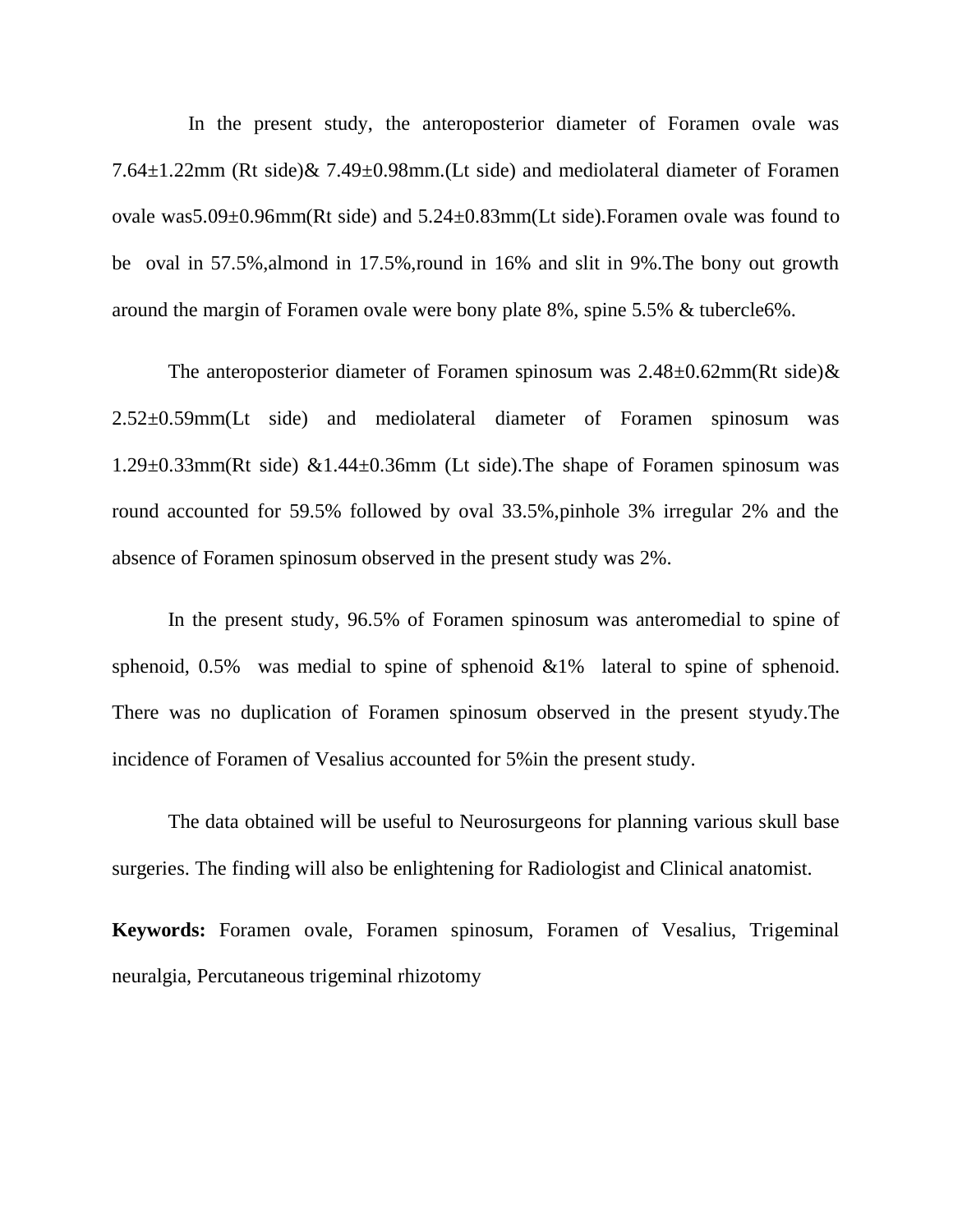In the present study, the anteroposterior diameter of Foramen ovale was 7.64±1.22mm (Rt side)& 7.49±0.98mm.(Lt side) and mediolateral diameter of Foramen ovale was5.09±0.96mm(Rt side) and 5.24±0.83mm(Lt side).Foramen ovale was found to be oval in 57.5%,almond in 17.5%,round in 16% and slit in 9%.The bony out growth around the margin of Foramen ovale were bony plate 8%, spine 5.5% & tubercle6%.

The anteroposterior diameter of Foramen spinosum was 2.48±0.62mm(Rt side)& 2.52±0.59mm(Lt side) and mediolateral diameter of Foramen spinosum was 1.29±0.33mm(Rt side) &1.44±0.36mm (Lt side).The shape of Foramen spinosum was round accounted for 59.5% followed by oval 33.5%,pinhole 3% irregular 2% and the absence of Foramen spinosum observed in the present study was 2%.

In the present study, 96.5% of Foramen spinosum was anteromedial to spine of sphenoid, 0.5% was medial to spine of sphenoid &1% lateral to spine of sphenoid. There was no duplication of Foramen spinosum observed in the present styudy.The incidence of Foramen of Vesalius accounted for 5%in the present study.

The data obtained will be useful to Neurosurgeons for planning various skull base surgeries. The finding will also be enlightening for Radiologist and Clinical anatomist.

**Keywords:** Foramen ovale, Foramen spinosum, Foramen of Vesalius, Trigeminal neuralgia, Percutaneous trigeminal rhizotomy